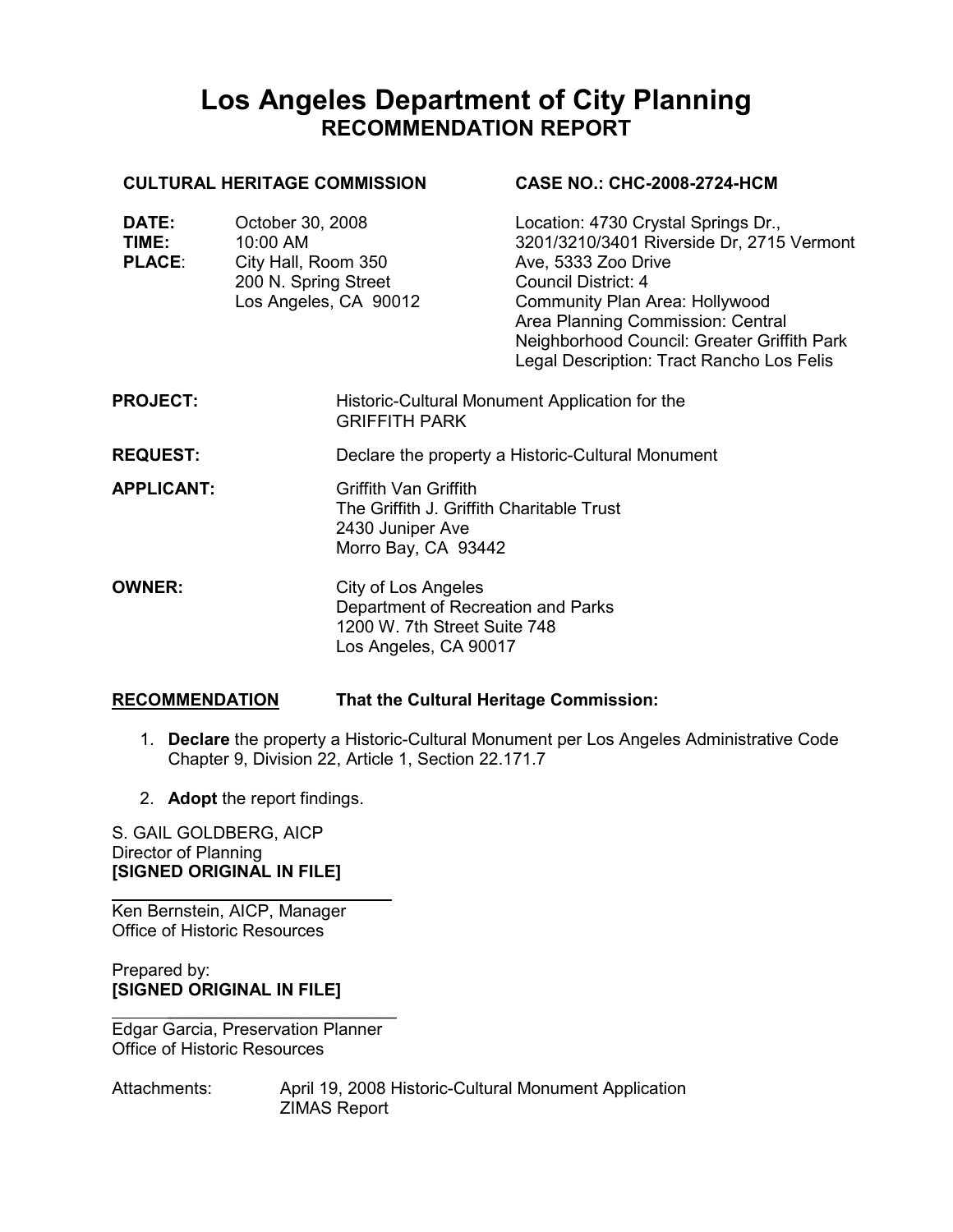# Los Angeles Department of City Planning
## RECOMMENDATION REPORT

**CULTURAL HERITAGE COMMISSION**

**CASE NO.: CHC-2008-2724-HCM**

**DATE:** October 30, 2008
**TIME:** 10:00 AM
**PLACE:** City Hall, Room 350
200 N. Spring Street
Los Angeles, CA 90012

Location: 4730 Crystal Springs Dr., 3201/3210/3401 Riverside Dr, 2715 Vermont Ave, 5333 Zoo Drive
Council District: 4
Community Plan Area: Hollywood
Area Planning Commission: Central
Neighborhood Council: Greater Griffith Park
Legal Description: Tract Rancho Los Felis

**PROJECT:** Historic-Cultural Monument Application for the GRIFFITH PARK

**REQUEST:** Declare the property a Historic-Cultural Monument

**APPLICANT:** Griffith Van Griffith
The Griffith J. Griffith Charitable Trust
2430 Juniper Ave
Morro Bay, CA 93442

**OWNER:** City of Los Angeles
Department of Recreation and Parks
1200 W. 7th Street Suite 748
Los Angeles, CA 90017

**RECOMMENDATION** **That the Cultural Heritage Commission:**

1. **Declare** the property a Historic-Cultural Monument per Los Angeles Administrative Code Chapter 9, Division 22, Article 1, Section 22.171.7
2. **Adopt** the report findings.

S. GAIL GOLDBERG, AICP
Director of Planning
**[SIGNED ORIGINAL IN FILE]**

Ken Bernstein, AICP, Manager
Office of Historic Resources

Prepared by:
**[SIGNED ORIGINAL IN FILE]**

Edgar Garcia, Preservation Planner
Office of Historic Resources

Attachments: April 19, 2008 Historic-Cultural Monument Application
ZIMAS Report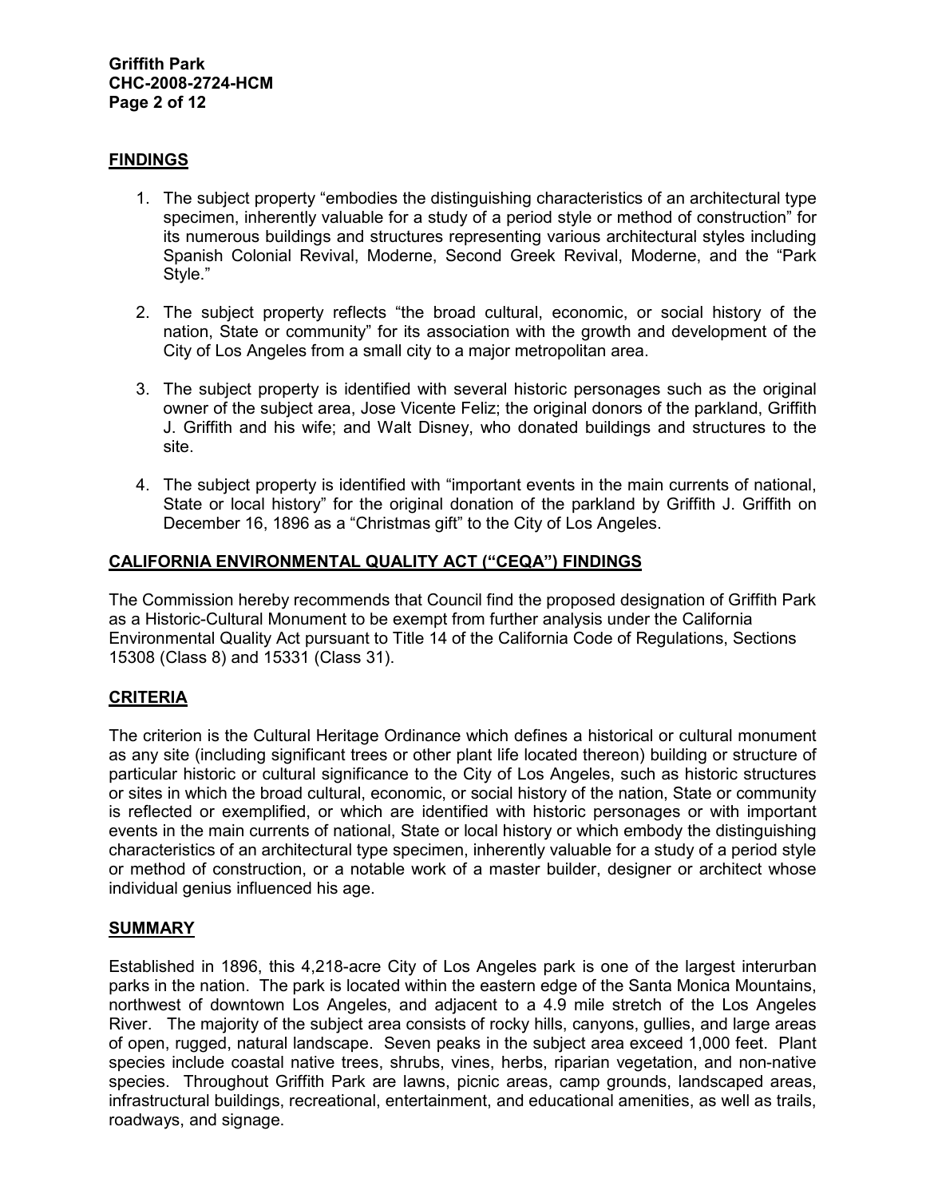## FINDINGS

1. The subject property "embodies the distinguishing characteristics of an architectural type specimen, inherently valuable for a study of a period style or method of construction" for its numerous buildings and structures representing various architectural styles including Spanish Colonial Revival, Moderne, Second Greek Revival, Moderne, and the "Park Style."

2. The subject property reflects "the broad cultural, economic, or social history of the nation, State or community" for its association with the growth and development of the City of Los Angeles from a small city to a major metropolitan area.

3. The subject property is identified with several historic personages such as the original owner of the subject area, Jose Vicente Feliz; the original donors of the parkland, Griffith J. Griffith and his wife; and Walt Disney, who donated buildings and structures to the site.

4. The subject property is identified with "important events in the main currents of national, State or local history" for the original donation of the parkland by Griffith J. Griffith on December 16, 1896 as a "Christmas gift" to the City of Los Angeles.

## CALIFORNIA ENVIRONMENTAL QUALITY ACT ("CEQA") FINDINGS

The Commission hereby recommends that Council find the proposed designation of Griffith Park as a Historic-Cultural Monument to be exempt from further analysis under the California Environmental Quality Act pursuant to Title 14 of the California Code of Regulations, Sections 15308 (Class 8) and 15331 (Class 31).

## CRITERIA

The criterion is the Cultural Heritage Ordinance which defines a historical or cultural monument as any site (including significant trees or other plant life located thereon) building or structure of particular historic or cultural significance to the City of Los Angeles, such as historic structures or sites in which the broad cultural, economic, or social history of the nation, State or community is reflected or exemplified, or which are identified with historic personages or with important events in the main currents of national, State or local history or which embody the distinguishing characteristics of an architectural type specimen, inherently valuable for a study of a period style or method of construction, or a notable work of a master builder, designer or architect whose individual genius influenced his age.

## SUMMARY

Established in 1896, this 4,218-acre City of Los Angeles park is one of the largest interurban parks in the nation. The park is located within the eastern edge of the Santa Monica Mountains, northwest of downtown Los Angeles, and adjacent to a 4.9 mile stretch of the Los Angeles River. The majority of the subject area consists of rocky hills, canyons, gullies, and large areas of open, rugged, natural landscape. Seven peaks in the subject area exceed 1,000 feet. Plant species include coastal native trees, shrubs, vines, herbs, riparian vegetation, and non-native species. Throughout Griffith Park are lawns, picnic areas, camp grounds, landscaped areas, infrastructural buildings, recreational, entertainment, and educational amenities, as well as trails, roadways, and signage.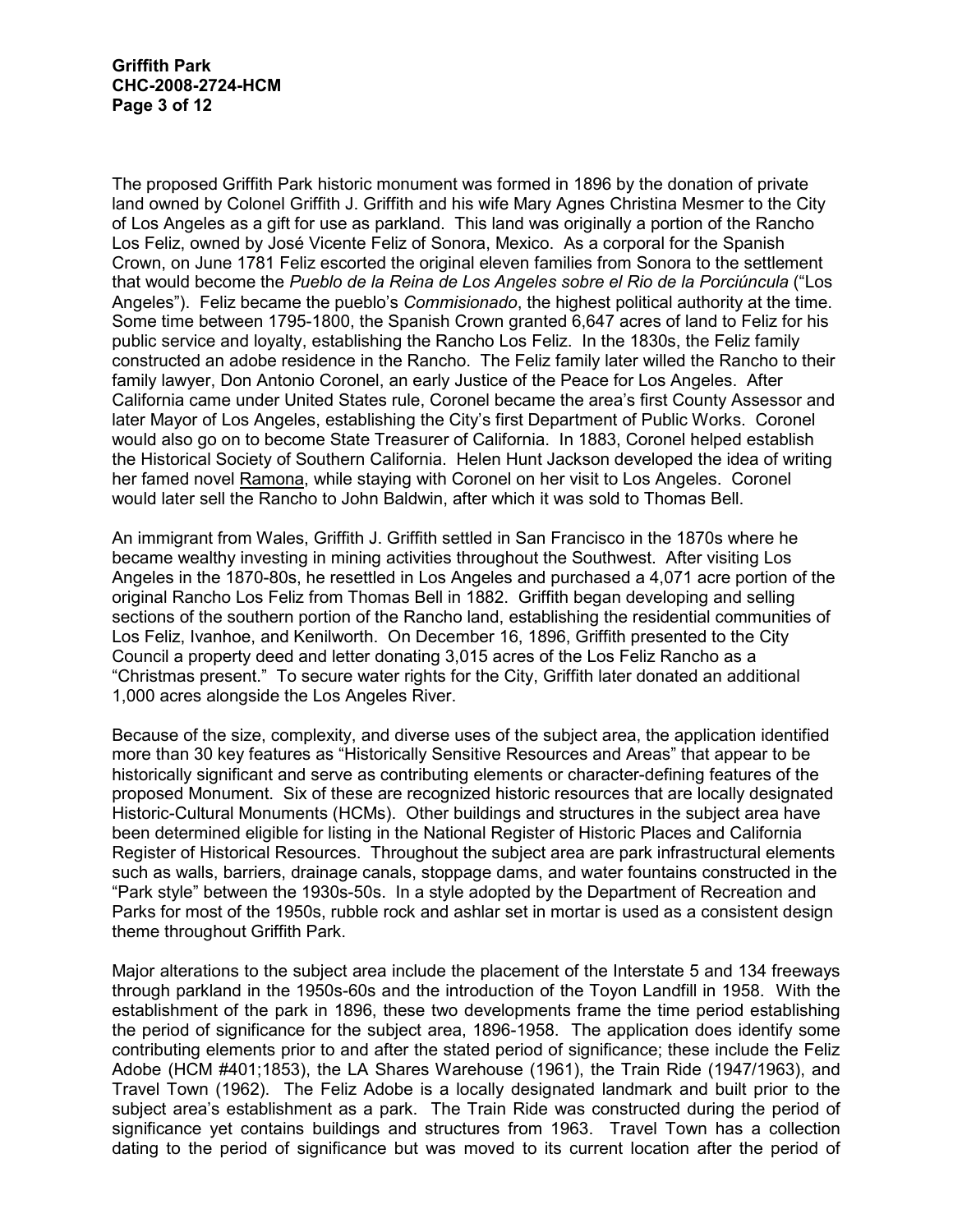The proposed Griffith Park historic monument was formed in 1896 by the donation of private land owned by Colonel Griffith J. Griffith and his wife Mary Agnes Christina Mesmer to the City of Los Angeles as a gift for use as parkland. This land was originally a portion of the Rancho Los Feliz, owned by José Vicente Feliz of Sonora, Mexico. As a corporal for the Spanish Crown, on June 1781 Feliz escorted the original eleven families from Sonora to the settlement that would become the *Pueblo de la Reina de Los Angeles sobre el Rio de la Porciúncula* ("Los Angeles"). Feliz became the pueblo's *Commisionado*, the highest political authority at the time. Some time between 1795-1800, the Spanish Crown granted 6,647 acres of land to Feliz for his public service and loyalty, establishing the Rancho Los Feliz. In the 1830s, the Feliz family constructed an adobe residence in the Rancho. The Feliz family later willed the Rancho to their family lawyer, Don Antonio Coronel, an early Justice of the Peace for Los Angeles. After California came under United States rule, Coronel became the area's first County Assessor and later Mayor of Los Angeles, establishing the City's first Department of Public Works. Coronel would also go on to become State Treasurer of California. In 1883, Coronel helped establish the Historical Society of Southern California. Helen Hunt Jackson developed the idea of writing her famed novel Ramona, while staying with Coronel on her visit to Los Angeles. Coronel would later sell the Rancho to John Baldwin, after which it was sold to Thomas Bell.

An immigrant from Wales, Griffith J. Griffith settled in San Francisco in the 1870s where he became wealthy investing in mining activities throughout the Southwest. After visiting Los Angeles in the 1870-80s, he resettled in Los Angeles and purchased a 4,071 acre portion of the original Rancho Los Feliz from Thomas Bell in 1882. Griffith began developing and selling sections of the southern portion of the Rancho land, establishing the residential communities of Los Feliz, Ivanhoe, and Kenilworth. On December 16, 1896, Griffith presented to the City Council a property deed and letter donating 3,015 acres of the Los Feliz Rancho as a "Christmas present." To secure water rights for the City, Griffith later donated an additional 1,000 acres alongside the Los Angeles River.

Because of the size, complexity, and diverse uses of the subject area, the application identified more than 30 key features as "Historically Sensitive Resources and Areas" that appear to be historically significant and serve as contributing elements or character-defining features of the proposed Monument. Six of these are recognized historic resources that are locally designated Historic-Cultural Monuments (HCMs). Other buildings and structures in the subject area have been determined eligible for listing in the National Register of Historic Places and California Register of Historical Resources. Throughout the subject area are park infrastructural elements such as walls, barriers, drainage canals, stoppage dams, and water fountains constructed in the "Park style" between the 1930s-50s. In a style adopted by the Department of Recreation and Parks for most of the 1950s, rubble rock and ashlar set in mortar is used as a consistent design theme throughout Griffith Park.

Major alterations to the subject area include the placement of the Interstate 5 and 134 freeways through parkland in the 1950s-60s and the introduction of the Toyon Landfill in 1958. With the establishment of the park in 1896, these two developments frame the time period establishing the period of significance for the subject area, 1896-1958. The application does identify some contributing elements prior to and after the stated period of significance; these include the Feliz Adobe (HCM #401;1853), the LA Shares Warehouse (1961), the Train Ride (1947/1963), and Travel Town (1962). The Feliz Adobe is a locally designated landmark and built prior to the subject area's establishment as a park. The Train Ride was constructed during the period of significance yet contains buildings and structures from 1963. Travel Town has a collection dating to the period of significance but was moved to its current location after the period of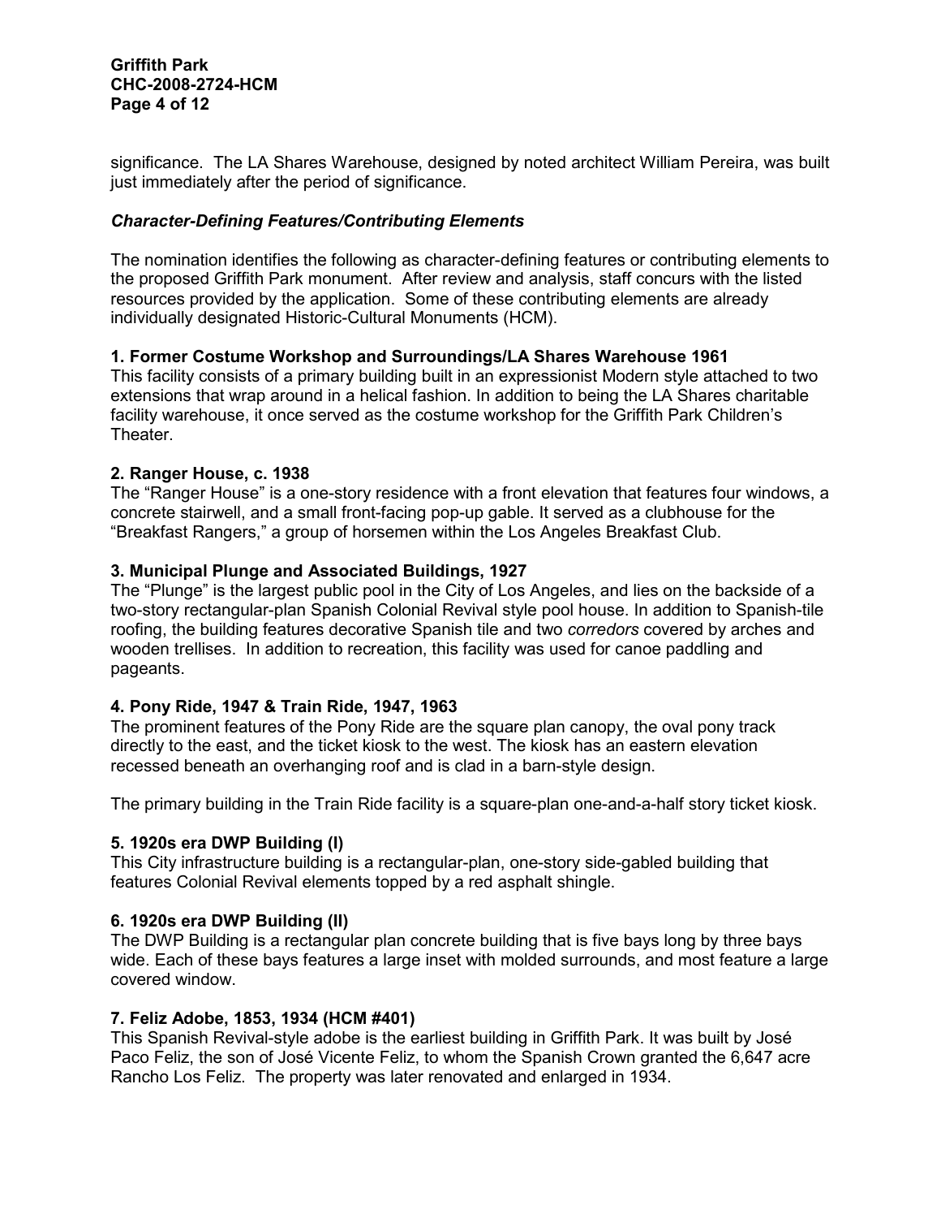significance. The LA Shares Warehouse, designed by noted architect William Pereira, was built just immediately after the period of significance.

### *Character-Defining Features/Contributing Elements*

The nomination identifies the following as character-defining features or contributing elements to the proposed Griffith Park monument. After review and analysis, staff concurs with the listed resources provided by the application. Some of these contributing elements are already individually designated Historic-Cultural Monuments (HCM).

**1. Former Costume Workshop and Surroundings/LA Shares Warehouse 1961**
This facility consists of a primary building built in an expressionist Modern style attached to two extensions that wrap around in a helical fashion. In addition to being the LA Shares charitable facility warehouse, it once served as the costume workshop for the Griffith Park Children's Theater.

**2. Ranger House, c. 1938**
The "Ranger House" is a one-story residence with a front elevation that features four windows, a concrete stairwell, and a small front-facing pop-up gable. It served as a clubhouse for the "Breakfast Rangers," a group of horsemen within the Los Angeles Breakfast Club.

**3. Municipal Plunge and Associated Buildings, 1927**
The "Plunge" is the largest public pool in the City of Los Angeles, and lies on the backside of a two-story rectangular-plan Spanish Colonial Revival style pool house. In addition to Spanish-tile roofing, the building features decorative Spanish tile and two *corredors* covered by arches and wooden trellises. In addition to recreation, this facility was used for canoe paddling and pageants.

**4. Pony Ride, 1947 & Train Ride, 1947, 1963**
The prominent features of the Pony Ride are the square plan canopy, the oval pony track directly to the east, and the ticket kiosk to the west. The kiosk has an eastern elevation recessed beneath an overhanging roof and is clad in a barn-style design.

The primary building in the Train Ride facility is a square-plan one-and-a-half story ticket kiosk.

**5. 1920s era DWP Building (I)**
This City infrastructure building is a rectangular-plan, one-story side-gabled building that features Colonial Revival elements topped by a red asphalt shingle.

**6. 1920s era DWP Building (II)**
The DWP Building is a rectangular plan concrete building that is five bays long by three bays wide. Each of these bays features a large inset with molded surrounds, and most feature a large covered window.

**7. Feliz Adobe, 1853, 1934 (HCM #401)**
This Spanish Revival-style adobe is the earliest building in Griffith Park. It was built by José Paco Feliz, the son of José Vicente Feliz, to whom the Spanish Crown granted the 6,647 acre Rancho Los Feliz. The property was later renovated and enlarged in 1934.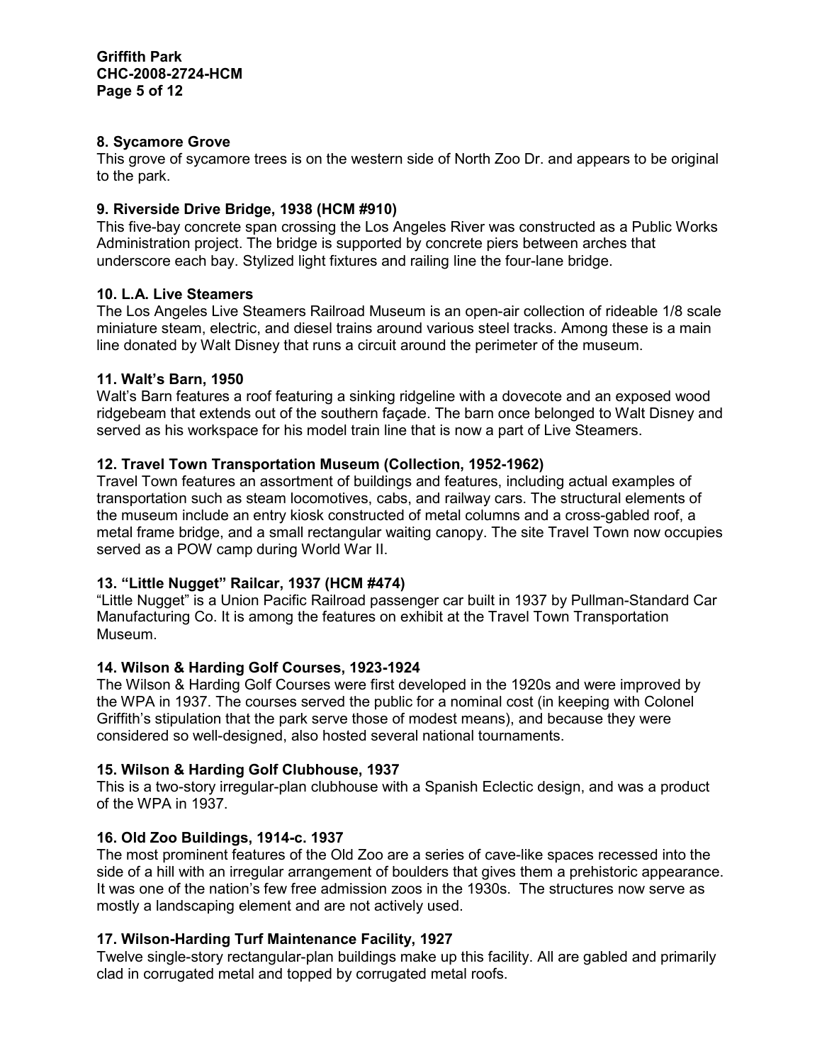**8. Sycamore Grove**

This grove of sycamore trees is on the western side of North Zoo Dr. and appears to be original to the park.

**9. Riverside Drive Bridge, 1938 (HCM #910)**

This five-bay concrete span crossing the Los Angeles River was constructed as a Public Works Administration project. The bridge is supported by concrete piers between arches that underscore each bay. Stylized light fixtures and railing line the four-lane bridge.

**10. L.A. Live Steamers**

The Los Angeles Live Steamers Railroad Museum is an open-air collection of rideable 1/8 scale miniature steam, electric, and diesel trains around various steel tracks. Among these is a main line donated by Walt Disney that runs a circuit around the perimeter of the museum.

**11. Walt's Barn, 1950**

Walt's Barn features a roof featuring a sinking ridgeline with a dovecote and an exposed wood ridgebeam that extends out of the southern façade. The barn once belonged to Walt Disney and served as his workspace for his model train line that is now a part of Live Steamers.

**12. Travel Town Transportation Museum (Collection, 1952-1962)**

Travel Town features an assortment of buildings and features, including actual examples of transportation such as steam locomotives, cabs, and railway cars. The structural elements of the museum include an entry kiosk constructed of metal columns and a cross-gabled roof, a metal frame bridge, and a small rectangular waiting canopy. The site Travel Town now occupies served as a POW camp during World War II.

**13. "Little Nugget" Railcar, 1937 (HCM #474)**

"Little Nugget" is a Union Pacific Railroad passenger car built in 1937 by Pullman-Standard Car Manufacturing Co. It is among the features on exhibit at the Travel Town Transportation Museum.

**14. Wilson & Harding Golf Courses, 1923-1924**

The Wilson & Harding Golf Courses were first developed in the 1920s and were improved by the WPA in 1937. The courses served the public for a nominal cost (in keeping with Colonel Griffith's stipulation that the park serve those of modest means), and because they were considered so well-designed, also hosted several national tournaments.

**15. Wilson & Harding Golf Clubhouse, 1937**

This is a two-story irregular-plan clubhouse with a Spanish Eclectic design, and was a product of the WPA in 1937.

**16. Old Zoo Buildings, 1914-c. 1937**

The most prominent features of the Old Zoo are a series of cave-like spaces recessed into the side of a hill with an irregular arrangement of boulders that gives them a prehistoric appearance. It was one of the nation's few free admission zoos in the 1930s. The structures now serve as mostly a landscaping element and are not actively used.

**17. Wilson-Harding Turf Maintenance Facility, 1927**

Twelve single-story rectangular-plan buildings make up this facility. All are gabled and primarily clad in corrugated metal and topped by corrugated metal roofs.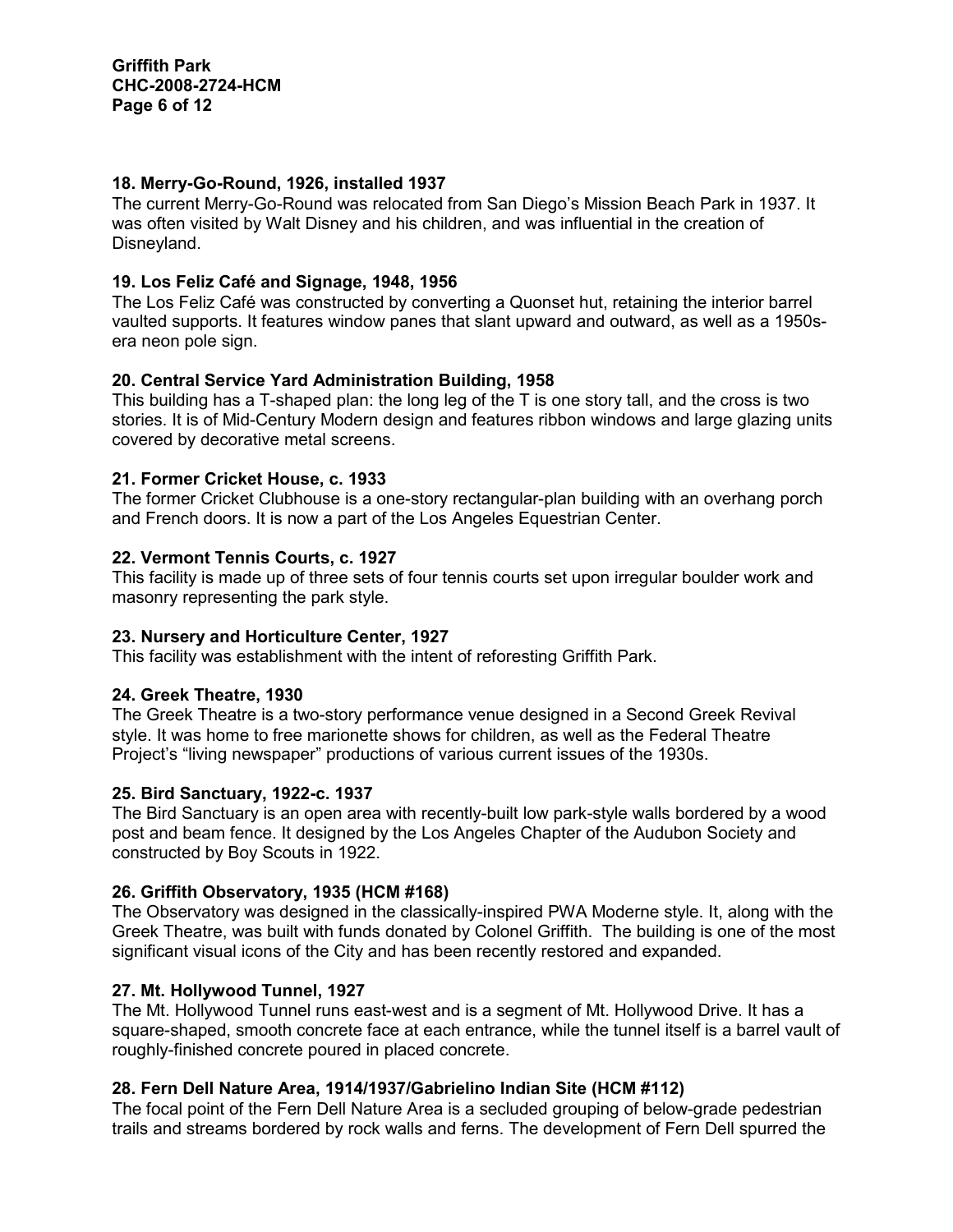**18. Merry-Go-Round, 1926, installed 1937**

The current Merry-Go-Round was relocated from San Diego's Mission Beach Park in 1937. It was often visited by Walt Disney and his children, and was influential in the creation of Disneyland.

**19. Los Feliz Café and Signage, 1948, 1956**

The Los Feliz Café was constructed by converting a Quonset hut, retaining the interior barrel vaulted supports. It features window panes that slant upward and outward, as well as a 1950s-era neon pole sign.

**20. Central Service Yard Administration Building, 1958**

This building has a T-shaped plan: the long leg of the T is one story tall, and the cross is two stories. It is of Mid-Century Modern design and features ribbon windows and large glazing units covered by decorative metal screens.

**21. Former Cricket House, c. 1933**

The former Cricket Clubhouse is a one-story rectangular-plan building with an overhang porch and French doors. It is now a part of the Los Angeles Equestrian Center.

**22. Vermont Tennis Courts, c. 1927**

This facility is made up of three sets of four tennis courts set upon irregular boulder work and masonry representing the park style.

**23. Nursery and Horticulture Center, 1927**

This facility was establishment with the intent of reforesting Griffith Park.

**24. Greek Theatre, 1930**

The Greek Theatre is a two-story performance venue designed in a Second Greek Revival style. It was home to free marionette shows for children, as well as the Federal Theatre Project's "living newspaper" productions of various current issues of the 1930s.

**25. Bird Sanctuary, 1922-c. 1937**

The Bird Sanctuary is an open area with recently-built low park-style walls bordered by a wood post and beam fence. It designed by the Los Angeles Chapter of the Audubon Society and constructed by Boy Scouts in 1922.

**26. Griffith Observatory, 1935 (HCM #168)**

The Observatory was designed in the classically-inspired PWA Moderne style. It, along with the Greek Theatre, was built with funds donated by Colonel Griffith. The building is one of the most significant visual icons of the City and has been recently restored and expanded.

**27. Mt. Hollywood Tunnel, 1927**

The Mt. Hollywood Tunnel runs east-west and is a segment of Mt. Hollywood Drive. It has a square-shaped, smooth concrete face at each entrance, while the tunnel itself is a barrel vault of roughly-finished concrete poured in placed concrete.

**28. Fern Dell Nature Area, 1914/1937/Gabrielino Indian Site (HCM #112)**

The focal point of the Fern Dell Nature Area is a secluded grouping of below-grade pedestrian trails and streams bordered by rock walls and ferns. The development of Fern Dell spurred the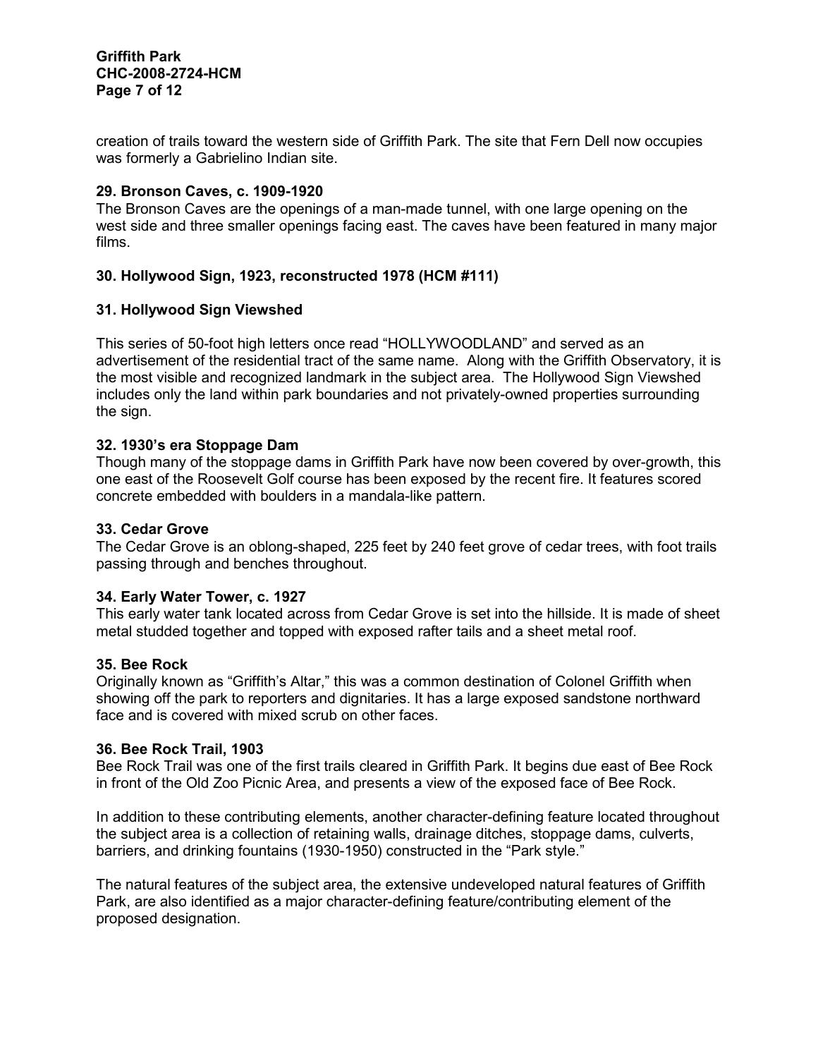creation of trails toward the western side of Griffith Park. The site that Fern Dell now occupies was formerly a Gabrielino Indian site.

**29. Bronson Caves, c. 1909-1920**

The Bronson Caves are the openings of a man-made tunnel, with one large opening on the west side and three smaller openings facing east. The caves have been featured in many major films.

**30. Hollywood Sign, 1923, reconstructed 1978 (HCM #111)**

**31. Hollywood Sign Viewshed**

This series of 50-foot high letters once read "HOLLYWOODLAND" and served as an advertisement of the residential tract of the same name. Along with the Griffith Observatory, it is the most visible and recognized landmark in the subject area. The Hollywood Sign Viewshed includes only the land within park boundaries and not privately-owned properties surrounding the sign.

**32. 1930's era Stoppage Dam**

Though many of the stoppage dams in Griffith Park have now been covered by over-growth, this one east of the Roosevelt Golf course has been exposed by the recent fire. It features scored concrete embedded with boulders in a mandala-like pattern.

**33. Cedar Grove**

The Cedar Grove is an oblong-shaped, 225 feet by 240 feet grove of cedar trees, with foot trails passing through and benches throughout.

**34. Early Water Tower, c. 1927**

This early water tank located across from Cedar Grove is set into the hillside. It is made of sheet metal studded together and topped with exposed rafter tails and a sheet metal roof.

**35. Bee Rock**

Originally known as "Griffith's Altar," this was a common destination of Colonel Griffith when showing off the park to reporters and dignitaries. It has a large exposed sandstone northward face and is covered with mixed scrub on other faces.

**36. Bee Rock Trail, 1903**

Bee Rock Trail was one of the first trails cleared in Griffith Park. It begins due east of Bee Rock in front of the Old Zoo Picnic Area, and presents a view of the exposed face of Bee Rock.

In addition to these contributing elements, another character-defining feature located throughout the subject area is a collection of retaining walls, drainage ditches, stoppage dams, culverts, barriers, and drinking fountains (1930-1950) constructed in the "Park style."

The natural features of the subject area, the extensive undeveloped natural features of Griffith Park, are also identified as a major character-defining feature/contributing element of the proposed designation.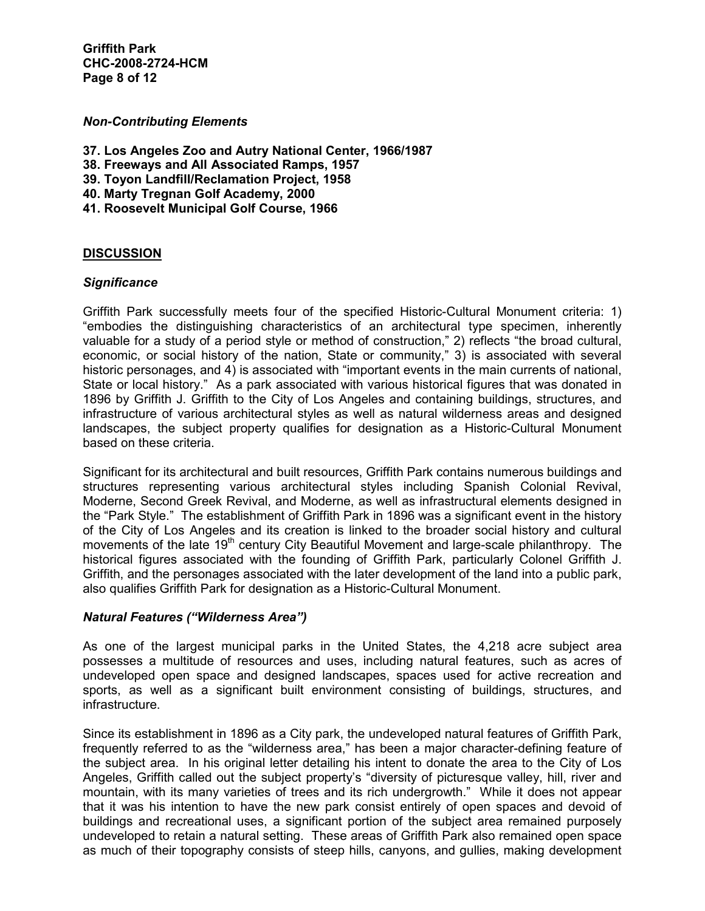***Non-Contributing Elements***

**37. Los Angeles Zoo and Autry National Center, 1966/1987**
**38. Freeways and All Associated Ramps, 1957**
**39. Toyon Landfill/Reclamation Project, 1958**
**40. Marty Tregnan Golf Academy, 2000**
**41. Roosevelt Municipal Golf Course, 1966**

## DISCUSSION

### *Significance*

Griffith Park successfully meets four of the specified Historic-Cultural Monument criteria: 1) "embodies the distinguishing characteristics of an architectural type specimen, inherently valuable for a study of a period style or method of construction," 2) reflects "the broad cultural, economic, or social history of the nation, State or community," 3) is associated with several historic personages, and 4) is associated with "important events in the main currents of national, State or local history." As a park associated with various historical figures that was donated in 1896 by Griffith J. Griffith to the City of Los Angeles and containing buildings, structures, and infrastructure of various architectural styles as well as natural wilderness areas and designed landscapes, the subject property qualifies for designation as a Historic-Cultural Monument based on these criteria.

Significant for its architectural and built resources, Griffith Park contains numerous buildings and structures representing various architectural styles including Spanish Colonial Revival, Moderne, Second Greek Revival, and Moderne, as well as infrastructural elements designed in the "Park Style." The establishment of Griffith Park in 1896 was a significant event in the history of the City of Los Angeles and its creation is linked to the broader social history and cultural movements of the late 19th century City Beautiful Movement and large-scale philanthropy. The historical figures associated with the founding of Griffith Park, particularly Colonel Griffith J. Griffith, and the personages associated with the later development of the land into a public park, also qualifies Griffith Park for designation as a Historic-Cultural Monument.

### *Natural Features ("Wilderness Area")*

As one of the largest municipal parks in the United States, the 4,218 acre subject area possesses a multitude of resources and uses, including natural features, such as acres of undeveloped open space and designed landscapes, spaces used for active recreation and sports, as well as a significant built environment consisting of buildings, structures, and infrastructure.

Since its establishment in 1896 as a City park, the undeveloped natural features of Griffith Park, frequently referred to as the "wilderness area," has been a major character-defining feature of the subject area. In his original letter detailing his intent to donate the area to the City of Los Angeles, Griffith called out the subject property's "diversity of picturesque valley, hill, river and mountain, with its many varieties of trees and its rich undergrowth." While it does not appear that it was his intention to have the new park consist entirely of open spaces and devoid of buildings and recreational uses, a significant portion of the subject area remained purposely undeveloped to retain a natural setting. These areas of Griffith Park also remained open space as much of their topography consists of steep hills, canyons, and gullies, making development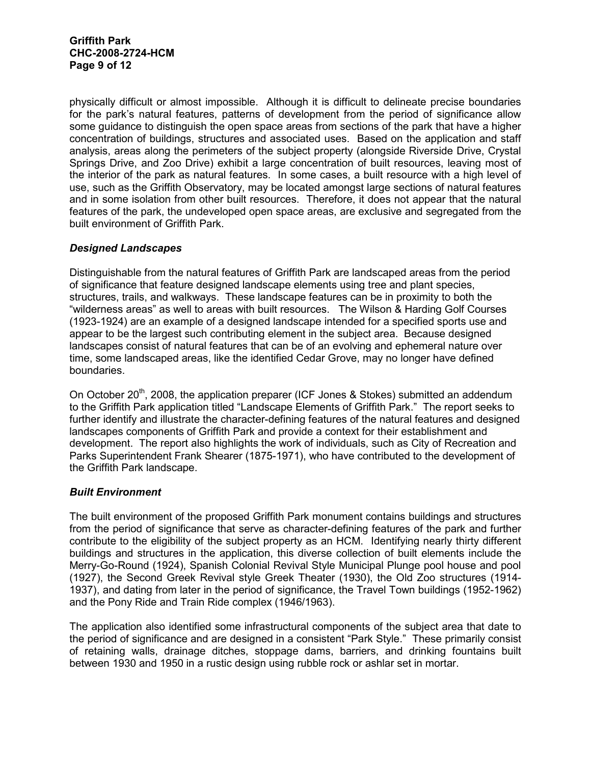physically difficult or almost impossible. Although it is difficult to delineate precise boundaries for the park's natural features, patterns of development from the period of significance allow some guidance to distinguish the open space areas from sections of the park that have a higher concentration of buildings, structures and associated uses. Based on the application and staff analysis, areas along the perimeters of the subject property (alongside Riverside Drive, Crystal Springs Drive, and Zoo Drive) exhibit a large concentration of built resources, leaving most of the interior of the park as natural features. In some cases, a built resource with a high level of use, such as the Griffith Observatory, may be located amongst large sections of natural features and in some isolation from other built resources. Therefore, it does not appear that the natural features of the park, the undeveloped open space areas, are exclusive and segregated from the built environment of Griffith Park.

### *Designed Landscapes*

Distinguishable from the natural features of Griffith Park are landscaped areas from the period of significance that feature designed landscape elements using tree and plant species, structures, trails, and walkways. These landscape features can be in proximity to both the "wilderness areas" as well to areas with built resources. The Wilson & Harding Golf Courses (1923-1924) are an example of a designed landscape intended for a specified sports use and appear to be the largest such contributing element in the subject area. Because designed landscapes consist of natural features that can be of an evolving and ephemeral nature over time, some landscaped areas, like the identified Cedar Grove, may no longer have defined boundaries.

On October 20th, 2008, the application preparer (ICF Jones & Stokes) submitted an addendum to the Griffith Park application titled "Landscape Elements of Griffith Park." The report seeks to further identify and illustrate the character-defining features of the natural features and designed landscapes components of Griffith Park and provide a context for their establishment and development. The report also highlights the work of individuals, such as City of Recreation and Parks Superintendent Frank Shearer (1875-1971), who have contributed to the development of the Griffith Park landscape.

### *Built Environment*

The built environment of the proposed Griffith Park monument contains buildings and structures from the period of significance that serve as character-defining features of the park and further contribute to the eligibility of the subject property as an HCM. Identifying nearly thirty different buildings and structures in the application, this diverse collection of built elements include the Merry-Go-Round (1924), Spanish Colonial Revival Style Municipal Plunge pool house and pool (1927), the Second Greek Revival style Greek Theater (1930), the Old Zoo structures (1914-1937), and dating from later in the period of significance, the Travel Town buildings (1952-1962) and the Pony Ride and Train Ride complex (1946/1963).

The application also identified some infrastructural components of the subject area that date to the period of significance and are designed in a consistent "Park Style." These primarily consist of retaining walls, drainage ditches, stoppage dams, barriers, and drinking fountains built between 1930 and 1950 in a rustic design using rubble rock or ashlar set in mortar.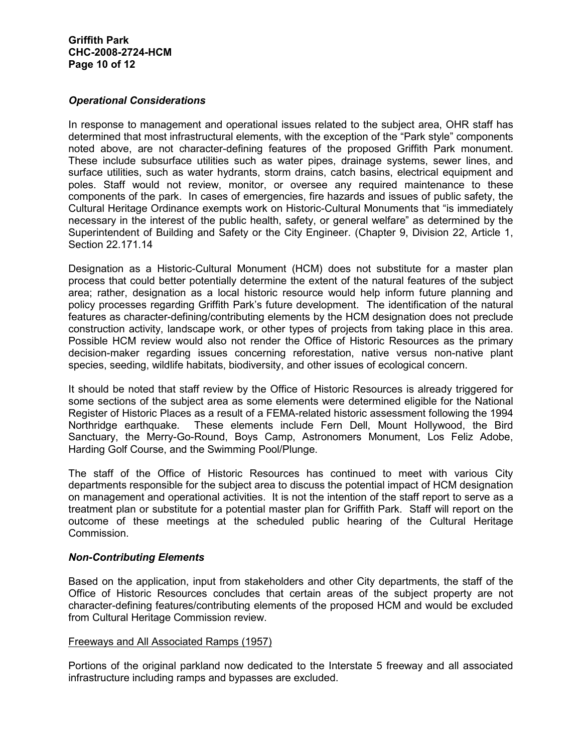### *Operational Considerations*

In response to management and operational issues related to the subject area, OHR staff has determined that most infrastructural elements, with the exception of the "Park style" components noted above, are not character-defining features of the proposed Griffith Park monument. These include subsurface utilities such as water pipes, drainage systems, sewer lines, and surface utilities, such as water hydrants, storm drains, catch basins, electrical equipment and poles. Staff would not review, monitor, or oversee any required maintenance to these components of the park. In cases of emergencies, fire hazards and issues of public safety, the Cultural Heritage Ordinance exempts work on Historic-Cultural Monuments that "is immediately necessary in the interest of the public health, safety, or general welfare" as determined by the Superintendent of Building and Safety or the City Engineer. (Chapter 9, Division 22, Article 1, Section 22.171.14

Designation as a Historic-Cultural Monument (HCM) does not substitute for a master plan process that could better potentially determine the extent of the natural features of the subject area; rather, designation as a local historic resource would help inform future planning and policy processes regarding Griffith Park's future development. The identification of the natural features as character-defining/contributing elements by the HCM designation does not preclude construction activity, landscape work, or other types of projects from taking place in this area. Possible HCM review would also not render the Office of Historic Resources as the primary decision-maker regarding issues concerning reforestation, native versus non-native plant species, seeding, wildlife habitats, biodiversity, and other issues of ecological concern.

It should be noted that staff review by the Office of Historic Resources is already triggered for some sections of the subject area as some elements were determined eligible for the National Register of Historic Places as a result of a FEMA-related historic assessment following the 1994 Northridge earthquake. These elements include Fern Dell, Mount Hollywood, the Bird Sanctuary, the Merry-Go-Round, Boys Camp, Astronomers Monument, Los Feliz Adobe, Harding Golf Course, and the Swimming Pool/Plunge.

The staff of the Office of Historic Resources has continued to meet with various City departments responsible for the subject area to discuss the potential impact of HCM designation on management and operational activities. It is not the intention of the staff report to serve as a treatment plan or substitute for a potential master plan for Griffith Park. Staff will report on the outcome of these meetings at the scheduled public hearing of the Cultural Heritage Commission.

### *Non-Contributing Elements*

Based on the application, input from stakeholders and other City departments, the staff of the Office of Historic Resources concludes that certain areas of the subject property are not character-defining features/contributing elements of the proposed HCM and would be excluded from Cultural Heritage Commission review.

<u>Freeways and All Associated Ramps (1957)</u>

Portions of the original parkland now dedicated to the Interstate 5 freeway and all associated infrastructure including ramps and bypasses are excluded.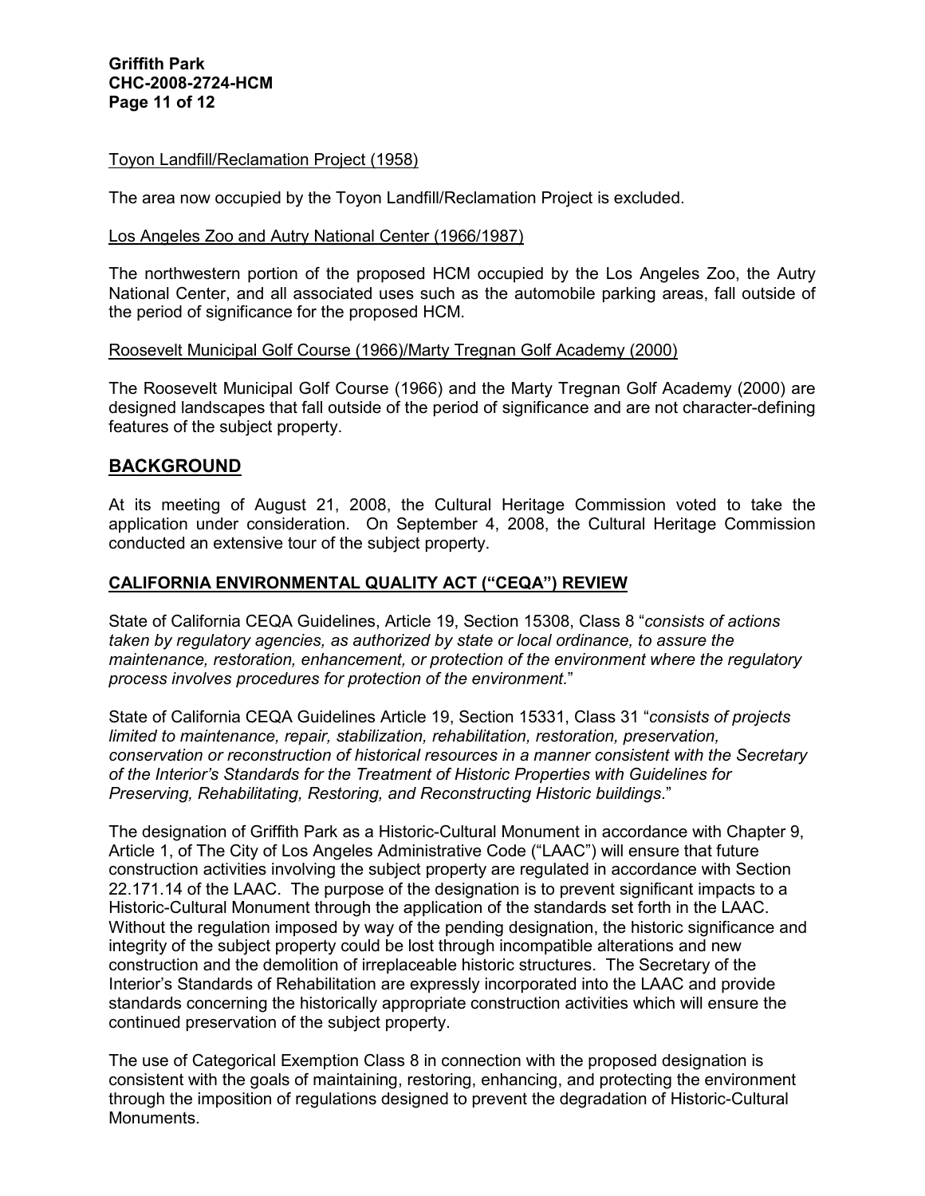<u>Toyon Landfill/Reclamation Project (1958)</u>

The area now occupied by the Toyon Landfill/Reclamation Project is excluded.

<u>Los Angeles Zoo and Autry National Center (1966/1987)</u>

The northwestern portion of the proposed HCM occupied by the Los Angeles Zoo, the Autry National Center, and all associated uses such as the automobile parking areas, fall outside of the period of significance for the proposed HCM.

<u>Roosevelt Municipal Golf Course (1966)/Marty Tregnan Golf Academy (2000)</u>

The Roosevelt Municipal Golf Course (1966) and the Marty Tregnan Golf Academy (2000) are designed landscapes that fall outside of the period of significance and are not character-defining features of the subject property.

## BACKGROUND

At its meeting of August 21, 2008, the Cultural Heritage Commission voted to take the application under consideration. On September 4, 2008, the Cultural Heritage Commission conducted an extensive tour of the subject property.

### CALIFORNIA ENVIRONMENTAL QUALITY ACT ("CEQA") REVIEW

State of California CEQA Guidelines, Article 19, Section 15308, Class 8 "*consists of actions taken by regulatory agencies, as authorized by state or local ordinance, to assure the maintenance, restoration, enhancement, or protection of the environment where the regulatory process involves procedures for protection of the environment.*"

State of California CEQA Guidelines Article 19, Section 15331, Class 31 "*consists of projects limited to maintenance, repair, stabilization, rehabilitation, restoration, preservation, conservation or reconstruction of historical resources in a manner consistent with the Secretary of the Interior's Standards for the Treatment of Historic Properties with Guidelines for Preserving, Rehabilitating, Restoring, and Reconstructing Historic buildings*."

The designation of Griffith Park as a Historic-Cultural Monument in accordance with Chapter 9, Article 1, of The City of Los Angeles Administrative Code ("LAAC") will ensure that future construction activities involving the subject property are regulated in accordance with Section 22.171.14 of the LAAC. The purpose of the designation is to prevent significant impacts to a Historic-Cultural Monument through the application of the standards set forth in the LAAC. Without the regulation imposed by way of the pending designation, the historic significance and integrity of the subject property could be lost through incompatible alterations and new construction and the demolition of irreplaceable historic structures. The Secretary of the Interior's Standards of Rehabilitation are expressly incorporated into the LAAC and provide standards concerning the historically appropriate construction activities which will ensure the continued preservation of the subject property.

The use of Categorical Exemption Class 8 in connection with the proposed designation is consistent with the goals of maintaining, restoring, enhancing, and protecting the environment through the imposition of regulations designed to prevent the degradation of Historic-Cultural Monuments.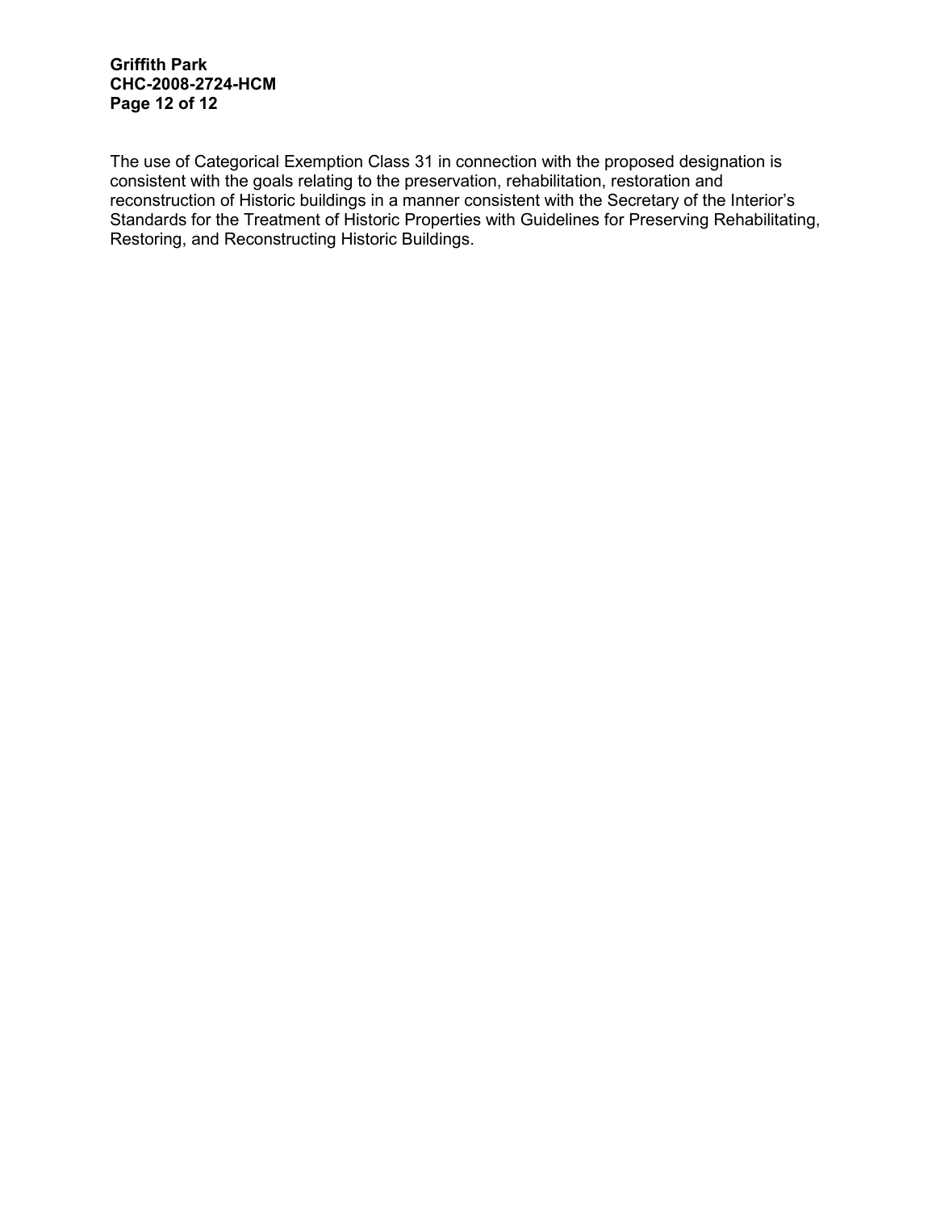The use of Categorical Exemption Class 31 in connection with the proposed designation is consistent with the goals relating to the preservation, rehabilitation, restoration and reconstruction of Historic buildings in a manner consistent with the Secretary of the Interior's Standards for the Treatment of Historic Properties with Guidelines for Preserving Rehabilitating, Restoring, and Reconstructing Historic Buildings.